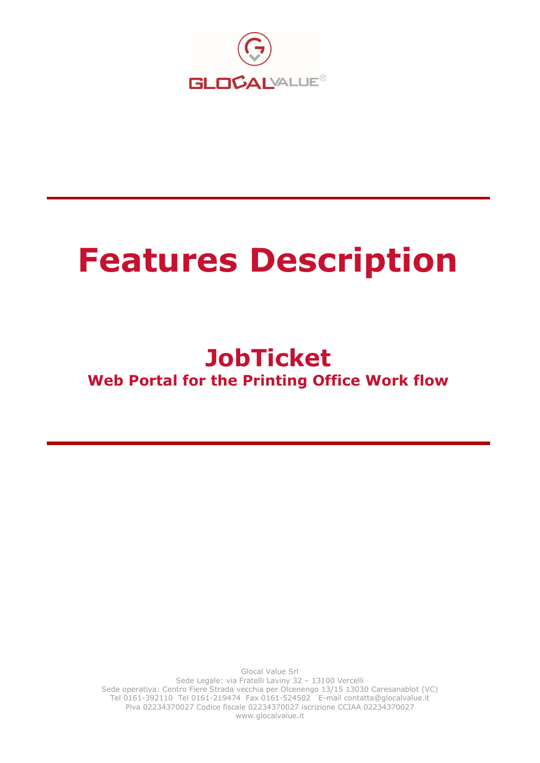GLOCALVALUE®

# Features Description

## JobTicket

### Web Portal for the Printing Office Work flow

Glocal Value Srl
Sede Legale: via Fratelli Laviny 32 – 13100 Vercelli
Sede operativa: Centro Fiere Strada vecchia per Olcenengo 13/15 13030 Caresanablot (VC)
Tel 0161-392110 Tel 0161-219474 Fax 0161-524502 E-mail contatta@glocalvalue.it
Piva 02234370027 Codice fiscale 02234370027 iscrizione CCIAA 02234370027
www.glocalvalue.it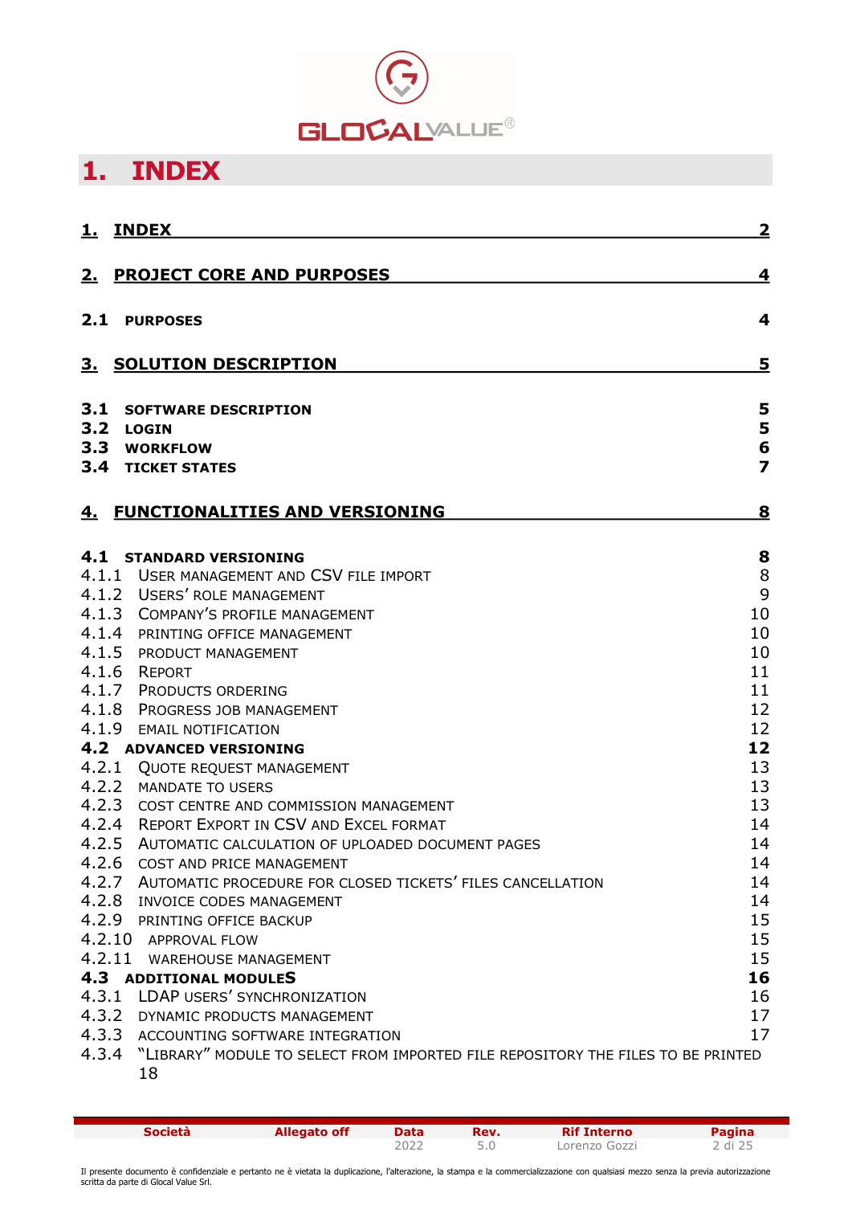# 1. INDEX

| | | |
|---|---|---|
| **1.** | **INDEX** | **2** |
| **2.** | **PROJECT CORE AND PURPOSES** | **4** |
| **2.1** | **PURPOSES** | **4** |
| **3.** | **SOLUTION DESCRIPTION** | **5** |
| **3.1** | **SOFTWARE DESCRIPTION** | **5** |
| **3.2** | **LOGIN** | **5** |
| **3.3** | **WORKFLOW** | **6** |
| **3.4** | **TICKET STATES** | **7** |
| **4.** | **FUNCTIONALITIES AND VERSIONING** | **8** |
| **4.1** | **STANDARD VERSIONING** | **8** |
| 4.1.1 | USER MANAGEMENT AND CSV FILE IMPORT | 8 |
| 4.1.2 | USERS' ROLE MANAGEMENT | 9 |
| 4.1.3 | COMPANY'S PROFILE MANAGEMENT | 10 |
| 4.1.4 | PRINTING OFFICE MANAGEMENT | 10 |
| 4.1.5 | PRODUCT MANAGEMENT | 10 |
| 4.1.6 | REPORT | 11 |
| 4.1.7 | PRODUCTS ORDERING | 11 |
| 4.1.8 | PROGRESS JOB MANAGEMENT | 12 |
| 4.1.9 | EMAIL NOTIFICATION | 12 |
| **4.2** | **ADVANCED VERSIONING** | **12** |
| 4.2.1 | QUOTE REQUEST MANAGEMENT | 13 |
| 4.2.2 | MANDATE TO USERS | 13 |
| 4.2.3 | COST CENTRE AND COMMISSION MANAGEMENT | 13 |
| 4.2.4 | REPORT EXPORT IN CSV AND EXCEL FORMAT | 14 |
| 4.2.5 | AUTOMATIC CALCULATION OF UPLOADED DOCUMENT PAGES | 14 |
| 4.2.6 | COST AND PRICE MANAGEMENT | 14 |
| 4.2.7 | AUTOMATIC PROCEDURE FOR CLOSED TICKETS' FILES CANCELLATION | 14 |
| 4.2.8 | INVOICE CODES MANAGEMENT | 14 |
| 4.2.9 | PRINTING OFFICE BACKUP | 15 |
| 4.2.10 | APPROVAL FLOW | 15 |
| 4.2.11 | WAREHOUSE MANAGEMENT | 15 |
| **4.3** | **ADDITIONAL MODULES** | **16** |
| 4.3.1 | LDAP USERS' SYNCHRONIZATION | 16 |
| 4.3.2 | DYNAMIC PRODUCTS MANAGEMENT | 17 |
| 4.3.3 | ACCOUNTING SOFTWARE INTEGRATION | 17 |
| 4.3.4 | "LIBRARY" MODULE TO SELECT FROM IMPORTED FILE REPOSITORY THE FILES TO BE PRINTED | 18 |

| Società | Allegato off | Data | Rev. | Rif Interno |
|---|---|---|---|---|
| | | 2022 | 5.0 | Lorenzo Gozzi |

Il presente documento è confidenziale e pertanto ne è vietata la duplicazione, l'alterazione, la stampa e la commercializzazione con qualsiasi mezzo senza la previa autorizzazione scritta da parte di Glocal Value Srl.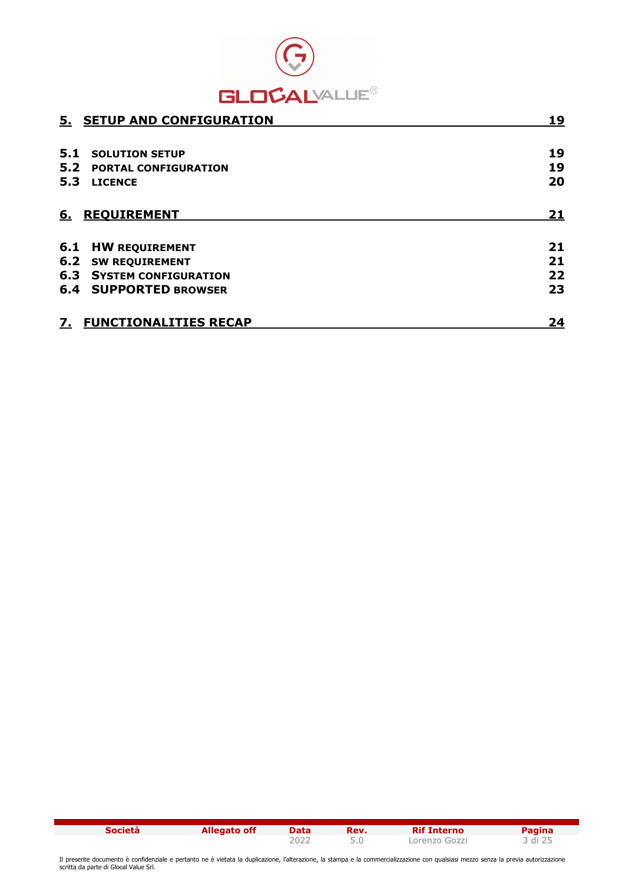**5. SETUP AND CONFIGURATION** 19

**5.1 SOLUTION SETUP** 19
**5.2 PORTAL CONFIGURATION** 19
**5.3 LICENCE** 20

**6. REQUIREMENT** 21

**6.1 HW REQUIREMENT** 21
**6.2 SW REQUIREMENT** 21
**6.3 SYSTEM CONFIGURATION** 22
**6.4 SUPPORTED BROWSER** 23

**7. FUNCTIONALITIES RECAP** 24

Il presente documento è confidenziale e pertanto ne è vietata la duplicazione, l'alterazione, la stampa e la commercializzazione con qualsiasi mezzo senza la previa autorizzazione scritta da parte di Glocal Value Srl.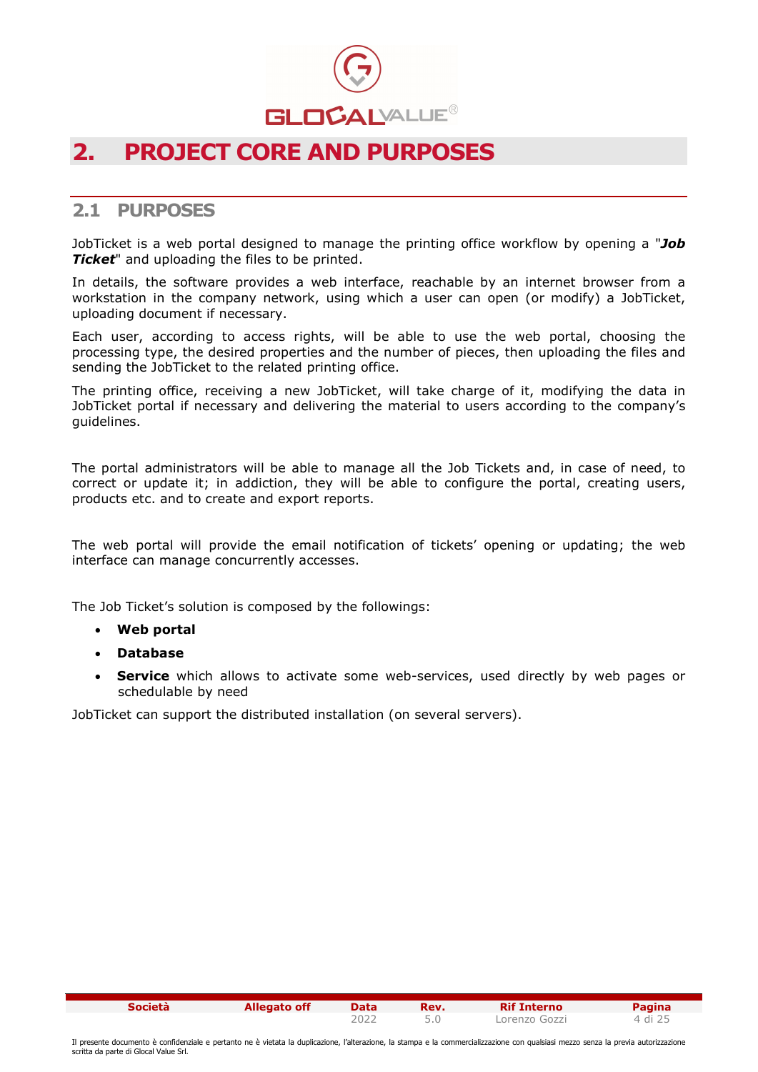# 2. PROJECT CORE AND PURPOSES

## 2.1 PURPOSES

JobTicket is a web portal designed to manage the printing office workflow by opening a "***Job Ticket***" and uploading the files to be printed.

In details, the software provides a web interface, reachable by an internet browser from a workstation in the company network, using which a user can open (or modify) a JobTicket, uploading document if necessary.

Each user, according to access rights, will be able to use the web portal, choosing the processing type, the desired properties and the number of pieces, then uploading the files and sending the JobTicket to the related printing office.

The printing office, receiving a new JobTicket, will take charge of it, modifying the data in JobTicket portal if necessary and delivering the material to users according to the company's guidelines.

The portal administrators will be able to manage all the Job Tickets and, in case of need, to correct or update it; in addiction, they will be able to configure the portal, creating users, products etc. and to create and export reports.

The web portal will provide the email notification of tickets' opening or updating; the web interface can manage concurrently accesses.

The Job Ticket's solution is composed by the followings:

- **Web portal**
- **Database**
- **Service** which allows to activate some web-services, used directly by web pages or schedulable by need

JobTicket can support the distributed installation (on several servers).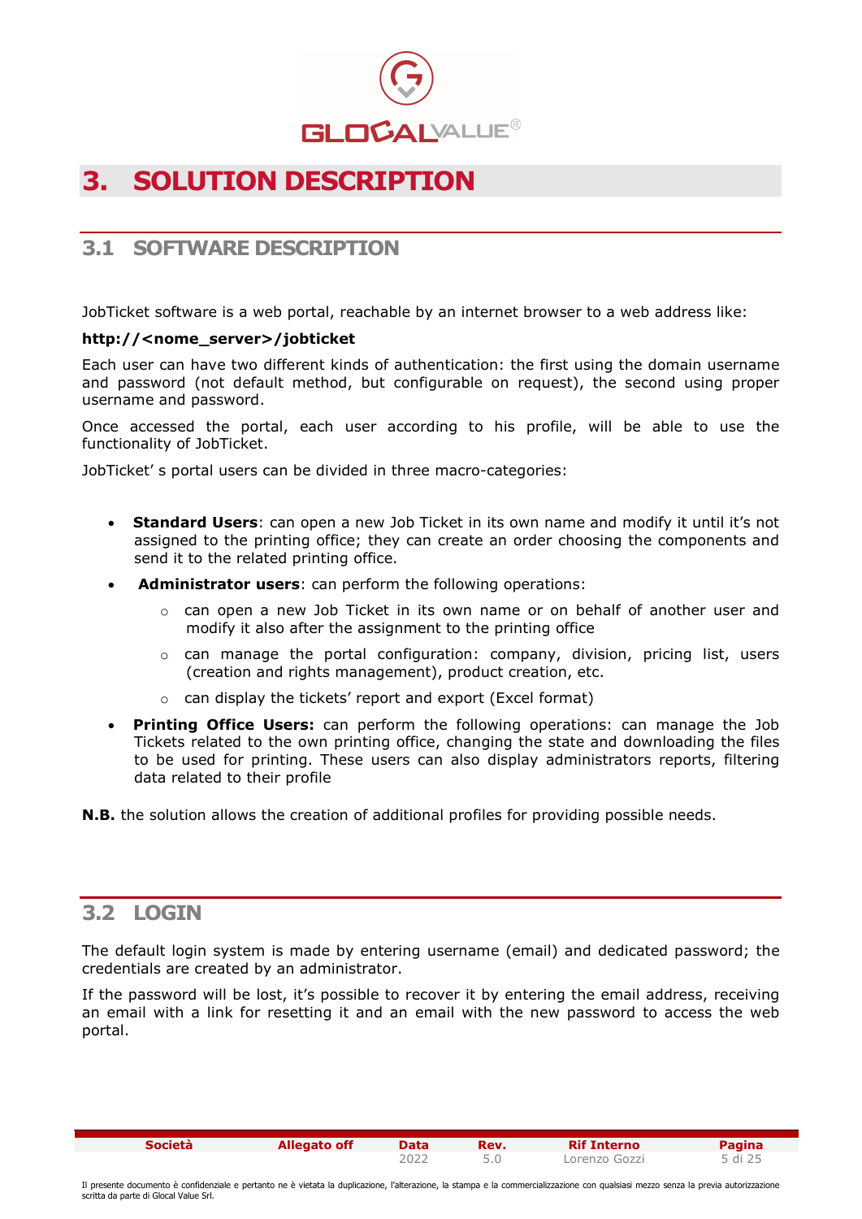# 3. SOLUTION DESCRIPTION

## 3.1 SOFTWARE DESCRIPTION

JobTicket software is a web portal, reachable by an internet browser to a web address like:

**http://<nome_server>/jobticket**

Each user can have two different kinds of authentication: the first using the domain username and password (not default method, but configurable on request), the second using proper username and password.

Once accessed the portal, each user according to his profile, will be able to use the functionality of JobTicket.

JobTicket' s portal users can be divided in three macro-categories:

- **Standard Users**: can open a new Job Ticket in its own name and modify it until it's not assigned to the printing office; they can create an order choosing the components and send it to the related printing office.
- **Administrator users**: can perform the following operations:
  - can open a new Job Ticket in its own name or on behalf of another user and modify it also after the assignment to the printing office
  - can manage the portal configuration: company, division, pricing list, users (creation and rights management), product creation, etc.
  - can display the tickets' report and export (Excel format)
- **Printing Office Users:** can perform the following operations: can manage the Job Tickets related to the own printing office, changing the state and downloading the files to be used for printing. These users can also display administrators reports, filtering data related to their profile

**N.B.** the solution allows the creation of additional profiles for providing possible needs.

## 3.2 LOGIN

The default login system is made by entering username (email) and dedicated password; the credentials are created by an administrator.

If the password will be lost, it's possible to recover it by entering the email address, receiving an email with a link for resetting it and an email with the new password to access the web portal.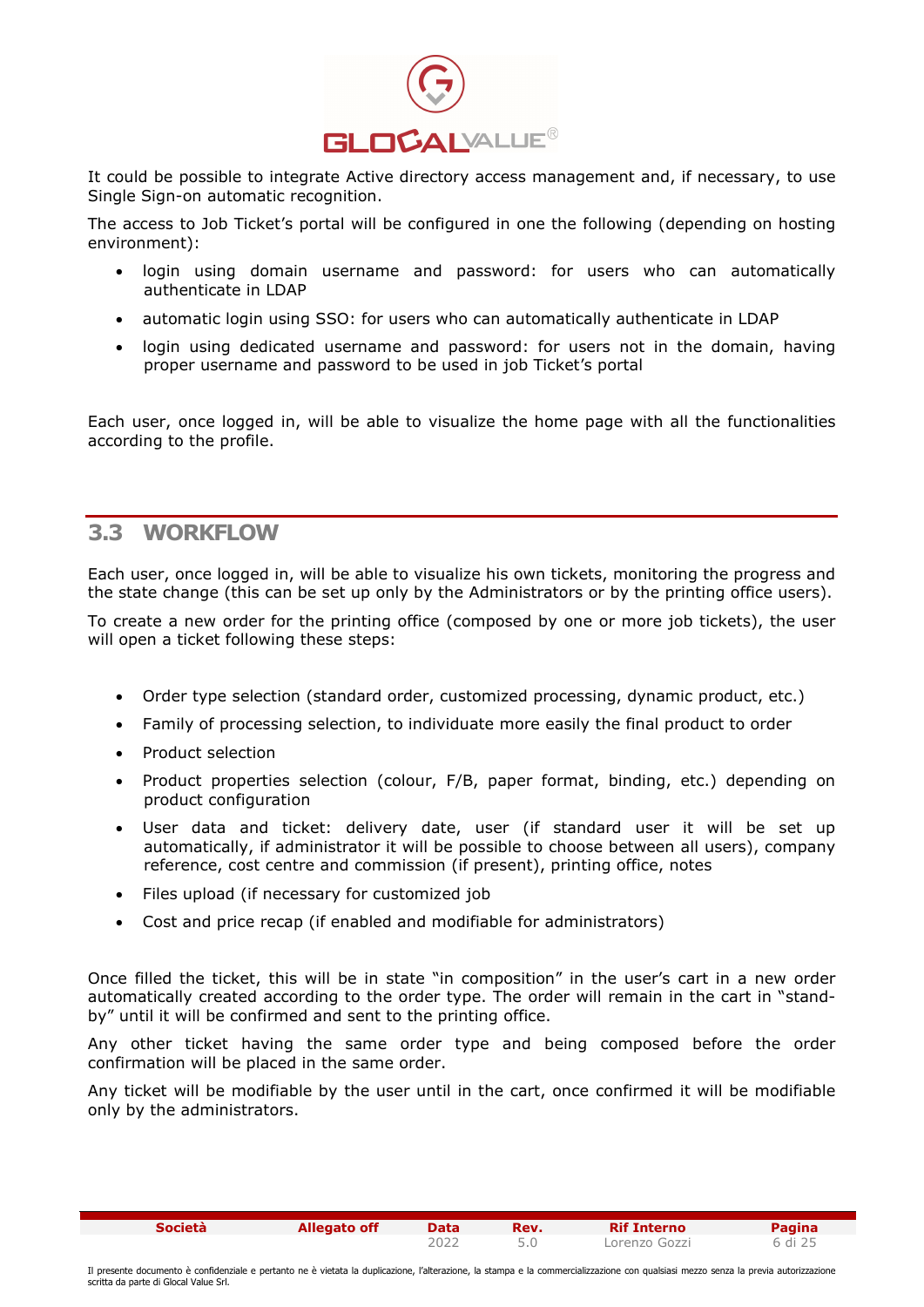It could be possible to integrate Active directory access management and, if necessary, to use Single Sign-on automatic recognition.

The access to Job Ticket's portal will be configured in one the following (depending on hosting environment):

- login using domain username and password: for users who can automatically authenticate in LDAP
- automatic login using SSO: for users who can automatically authenticate in LDAP
- login using dedicated username and password: for users not in the domain, having proper username and password to be used in job Ticket's portal

Each user, once logged in, will be able to visualize the home page with all the functionalities according to the profile.

## 3.3 WORKFLOW

Each user, once logged in, will be able to visualize his own tickets, monitoring the progress and the state change (this can be set up only by the Administrators or by the printing office users).

To create a new order for the printing office (composed by one or more job tickets), the user will open a ticket following these steps:

- Order type selection (standard order, customized processing, dynamic product, etc.)
- Family of processing selection, to individuate more easily the final product to order
- Product selection
- Product properties selection (colour, F/B, paper format, binding, etc.) depending on product configuration
- User data and ticket: delivery date, user (if standard user it will be set up automatically, if administrator it will be possible to choose between all users), company reference, cost centre and commission (if present), printing office, notes
- Files upload (if necessary for customized job
- Cost and price recap (if enabled and modifiable for administrators)

Once filled the ticket, this will be in state "in composition" in the user's cart in a new order automatically created according to the order type. The order will remain in the cart in "stand-by" until it will be confirmed and sent to the printing office.

Any other ticket having the same order type and being composed before the order confirmation will be placed in the same order.

Any ticket will be modifiable by the user until in the cart, once confirmed it will be modifiable only by the administrators.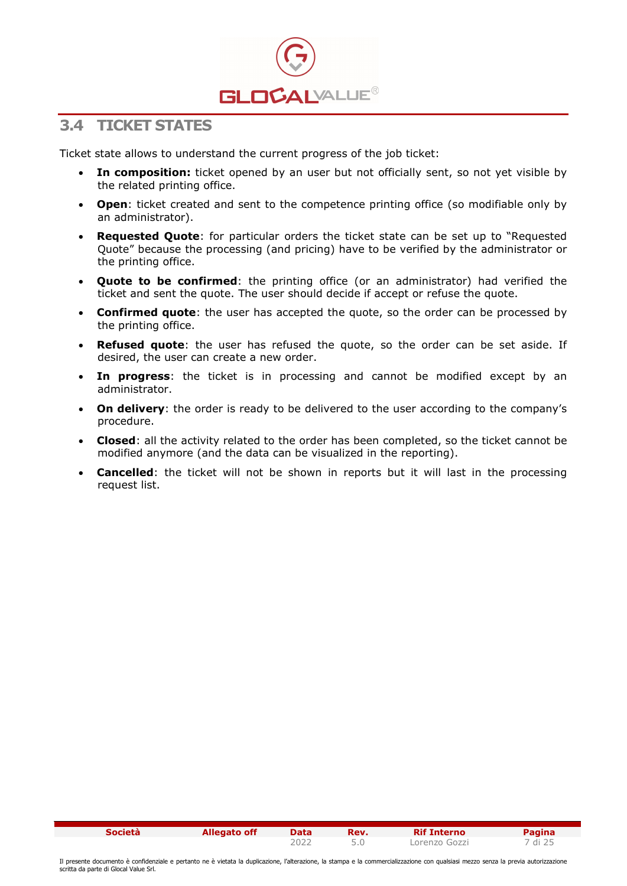## 3.4 TICKET STATES

Ticket state allows to understand the current progress of the job ticket:

- **In composition:** ticket opened by an user but not officially sent, so not yet visible by the related printing office.
- **Open**: ticket created and sent to the competence printing office (so modifiable only by an administrator).
- **Requested Quote**: for particular orders the ticket state can be set up to "Requested Quote" because the processing (and pricing) have to be verified by the administrator or the printing office.
- **Quote to be confirmed**: the printing office (or an administrator) had verified the ticket and sent the quote. The user should decide if accept or refuse the quote.
- **Confirmed quote**: the user has accepted the quote, so the order can be processed by the printing office.
- **Refused quote**: the user has refused the quote, so the order can be set aside. If desired, the user can create a new order.
- **In progress**: the ticket is in processing and cannot be modified except by an administrator.
- **On delivery**: the order is ready to be delivered to the user according to the company's procedure.
- **Closed**: all the activity related to the order has been completed, so the ticket cannot be modified anymore (and the data can be visualized in the reporting).
- **Cancelled**: the ticket will not be shown in reports but it will last in the processing request list.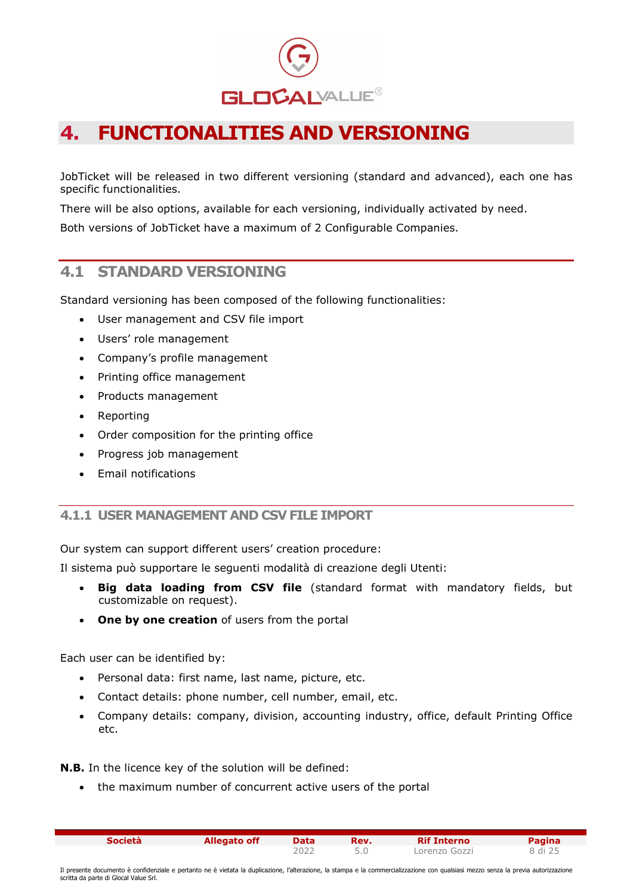# 4. FUNCTIONALITIES AND VERSIONING

JobTicket will be released in two different versioning (standard and advanced), each one has specific functionalities.

There will be also options, available for each versioning, individually activated by need.

Both versions of JobTicket have a maximum of 2 Configurable Companies.

## 4.1 STANDARD VERSIONING

Standard versioning has been composed of the following functionalities:

- User management and CSV file import
- Users' role management
- Company's profile management
- Printing office management
- Products management
- Reporting
- Order composition for the printing office
- Progress job management
- Email notifications

### 4.1.1 USER MANAGEMENT AND CSV FILE IMPORT

Our system can support different users' creation procedure:

Il sistema può supportare le seguenti modalità di creazione degli Utenti:

- **Big data loading from CSV file** (standard format with mandatory fields, but customizable on request).
- **One by one creation** of users from the portal

Each user can be identified by:

- Personal data: first name, last name, picture, etc.
- Contact details: phone number, cell number, email, etc.
- Company details: company, division, accounting industry, office, default Printing Office etc.

**N.B.** In the licence key of the solution will be defined:

- the maximum number of concurrent active users of the portal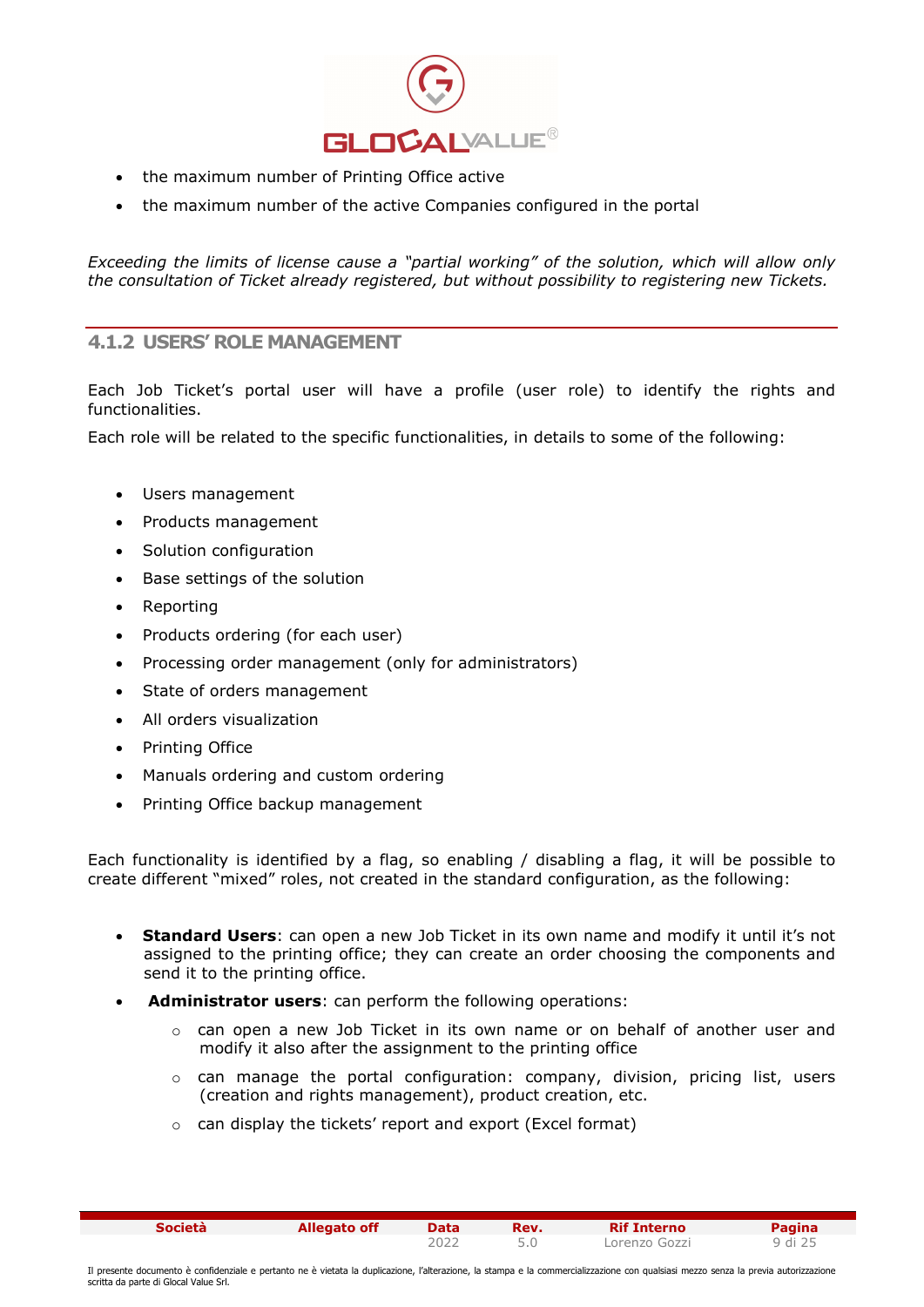- the maximum number of Printing Office active
- the maximum number of the active Companies configured in the portal

*Exceeding the limits of license cause a "partial working" of the solution, which will allow only the consultation of Ticket already registered, but without possibility to registering new Tickets.*

### 4.1.2 USERS' ROLE MANAGEMENT

Each Job Ticket's portal user will have a profile (user role) to identify the rights and functionalities.

Each role will be related to the specific functionalities, in details to some of the following:

- Users management
- Products management
- Solution configuration
- Base settings of the solution
- Reporting
- Products ordering (for each user)
- Processing order management (only for administrators)
- State of orders management
- All orders visualization
- Printing Office
- Manuals ordering and custom ordering
- Printing Office backup management

Each functionality is identified by a flag, so enabling / disabling a flag, it will be possible to create different "mixed" roles, not created in the standard configuration, as the following:

- **Standard Users**: can open a new Job Ticket in its own name and modify it until it's not assigned to the printing office; they can create an order choosing the components and send it to the printing office.
- **Administrator users**: can perform the following operations:
  - can open a new Job Ticket in its own name or on behalf of another user and modify it also after the assignment to the printing office
  - can manage the portal configuration: company, division, pricing list, users (creation and rights management), product creation, etc.
  - can display the tickets' report and export (Excel format)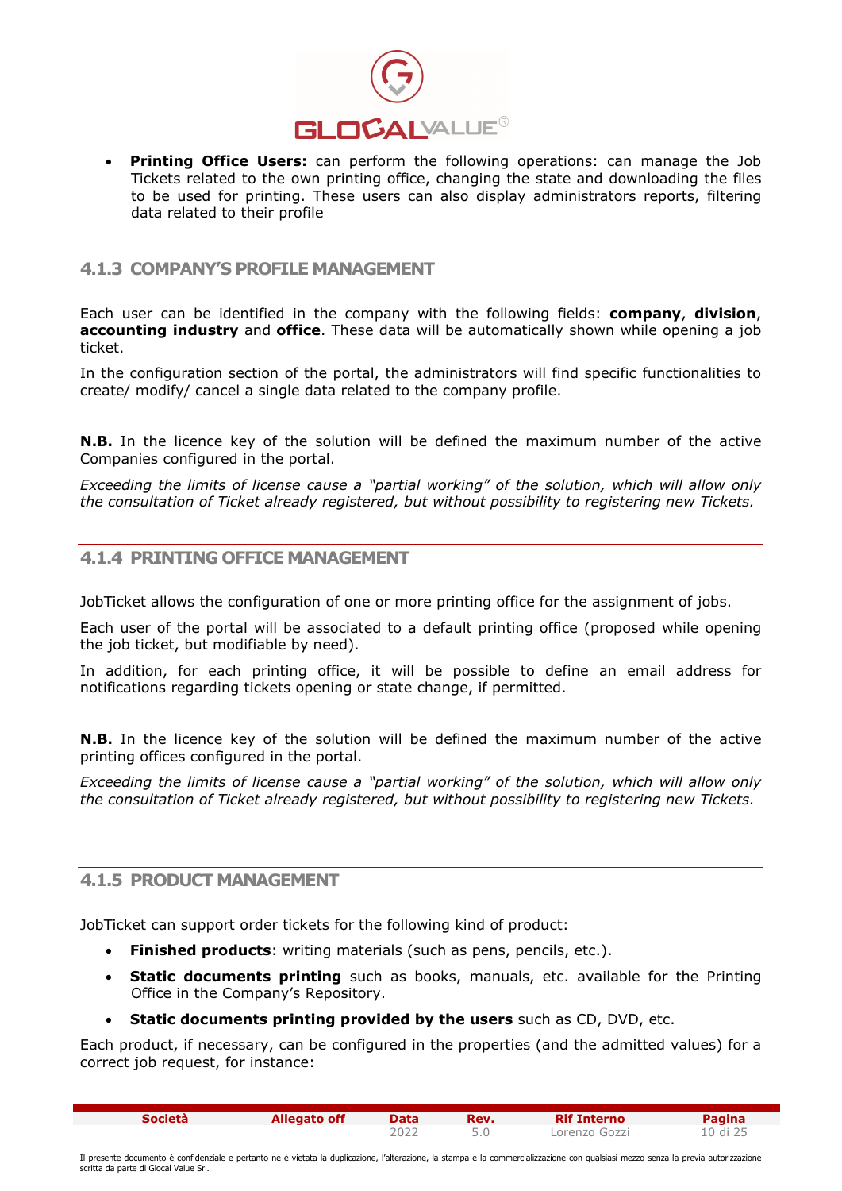- **Printing Office Users:** can perform the following operations: can manage the Job Tickets related to the own printing office, changing the state and downloading the files to be used for printing. These users can also display administrators reports, filtering data related to their profile

### 4.1.3 COMPANY'S PROFILE MANAGEMENT

Each user can be identified in the company with the following fields: **company**, **division**, **accounting industry** and **office**. These data will be automatically shown while opening a job ticket.

In the configuration section of the portal, the administrators will find specific functionalities to create/ modify/ cancel a single data related to the company profile.

**N.B.** In the licence key of the solution will be defined the maximum number of the active Companies configured in the portal.

*Exceeding the limits of license cause a "partial working" of the solution, which will allow only the consultation of Ticket already registered, but without possibility to registering new Tickets.*

### 4.1.4 PRINTING OFFICE MANAGEMENT

JobTicket allows the configuration of one or more printing office for the assignment of jobs.

Each user of the portal will be associated to a default printing office (proposed while opening the job ticket, but modifiable by need).

In addition, for each printing office, it will be possible to define an email address for notifications regarding tickets opening or state change, if permitted.

**N.B.** In the licence key of the solution will be defined the maximum number of the active printing offices configured in the portal.

*Exceeding the limits of license cause a "partial working" of the solution, which will allow only the consultation of Ticket already registered, but without possibility to registering new Tickets.*

### 4.1.5 PRODUCT MANAGEMENT

JobTicket can support order tickets for the following kind of product:

- **Finished products**: writing materials (such as pens, pencils, etc.).
- **Static documents printing** such as books, manuals, etc. available for the Printing Office in the Company's Repository.
- **Static documents printing provided by the users** such as CD, DVD, etc.

Each product, if necessary, can be configured in the properties (and the admitted values) for a correct job request, for instance: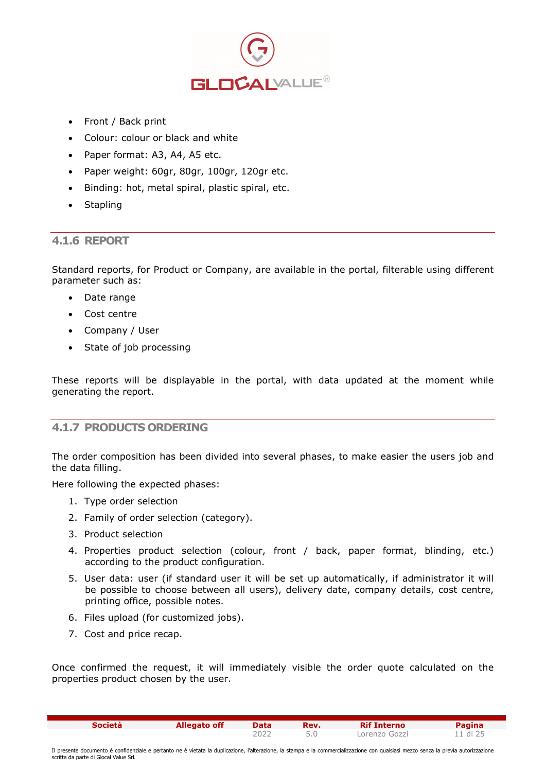- Front / Back print
- Colour: colour or black and white
- Paper format: A3, A4, A5 etc.
- Paper weight: 60gr, 80gr, 100gr, 120gr etc.
- Binding: hot, metal spiral, plastic spiral, etc.
- Stapling

### 4.1.6 REPORT

Standard reports, for Product or Company, are available in the portal, filterable using different parameter such as:

- Date range
- Cost centre
- Company / User
- State of job processing

These reports will be displayable in the portal, with data updated at the moment while generating the report.

### 4.1.7 PRODUCTS ORDERING

The order composition has been divided into several phases, to make easier the users job and the data filling.

Here following the expected phases:

1. Type order selection
2. Family of order selection (category).
3. Product selection
4. Properties product selection (colour, front / back, paper format, blinding, etc.) according to the product configuration.
5. User data: user (if standard user it will be set up automatically, if administrator it will be possible to choose between all users), delivery date, company details, cost centre, printing office, possible notes.
6. Files upload (for customized jobs).
7. Cost and price recap.

Once confirmed the request, it will immediately visible the order quote calculated on the properties product chosen by the user.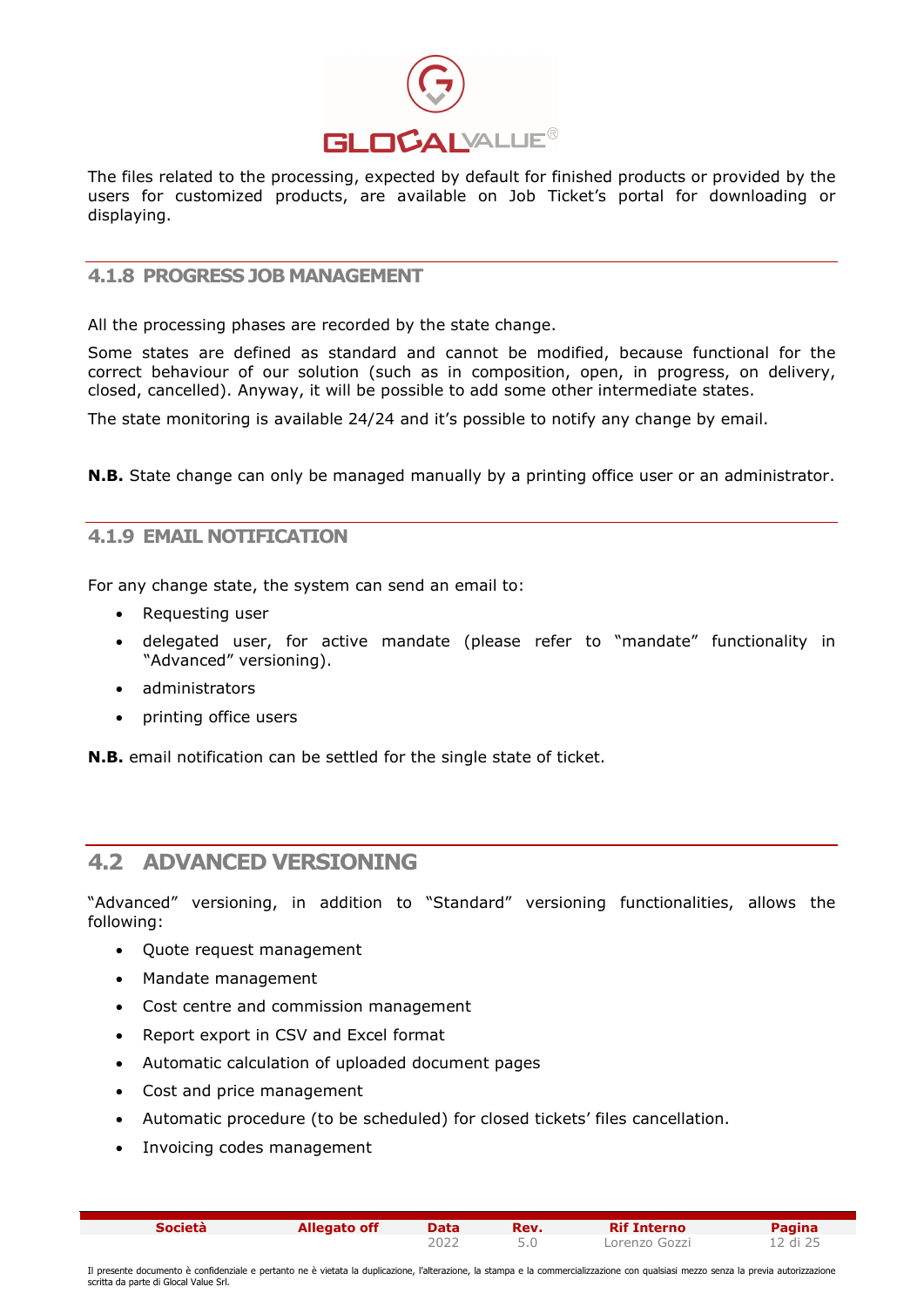The files related to the processing, expected by default for finished products or provided by the users for customized products, are available on Job Ticket's portal for downloading or displaying.

### 4.1.8 PROGRESS JOB MANAGEMENT

All the processing phases are recorded by the state change.

Some states are defined as standard and cannot be modified, because functional for the correct behaviour of our solution (such as in composition, open, in progress, on delivery, closed, cancelled). Anyway, it will be possible to add some other intermediate states.

The state monitoring is available 24/24 and it's possible to notify any change by email.

**N.B.** State change can only be managed manually by a printing office user or an administrator.

### 4.1.9 EMAIL NOTIFICATION

For any change state, the system can send an email to:

- Requesting user
- delegated user, for active mandate (please refer to "mandate" functionality in "Advanced" versioning).
- administrators
- printing office users

**N.B.** email notification can be settled for the single state of ticket.

## 4.2 ADVANCED VERSIONING

"Advanced" versioning, in addition to "Standard" versioning functionalities, allows the following:

- Quote request management
- Mandate management
- Cost centre and commission management
- Report export in CSV and Excel format
- Automatic calculation of uploaded document pages
- Cost and price management
- Automatic procedure (to be scheduled) for closed tickets' files cancellation.
- Invoicing codes management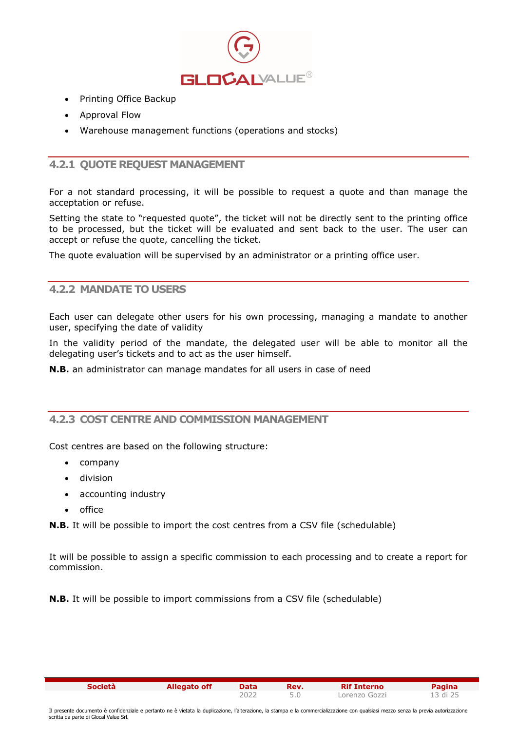- Printing Office Backup
- Approval Flow
- Warehouse management functions (operations and stocks)

### 4.2.1 QUOTE REQUEST MANAGEMENT

For a not standard processing, it will be possible to request a quote and than manage the acceptation or refuse.

Setting the state to “requested quote”, the ticket will not be directly sent to the printing office to be processed, but the ticket will be evaluated and sent back to the user. The user can accept or refuse the quote, cancelling the ticket.

The quote evaluation will be supervised by an administrator or a printing office user.

### 4.2.2 MANDATE TO USERS

Each user can delegate other users for his own processing, managing a mandate to another user, specifying the date of validity

In the validity period of the mandate, the delegated user will be able to monitor all the delegating user’s tickets and to act as the user himself.

**N.B.** an administrator can manage mandates for all users in case of need

### 4.2.3 COST CENTRE AND COMMISSION MANAGEMENT

Cost centres are based on the following structure:

- company
- division
- accounting industry
- office

**N.B.** It will be possible to import the cost centres from a CSV file (schedulable)

It will be possible to assign a specific commission to each processing and to create a report for commission.

**N.B.** It will be possible to import commissions from a CSV file (schedulable)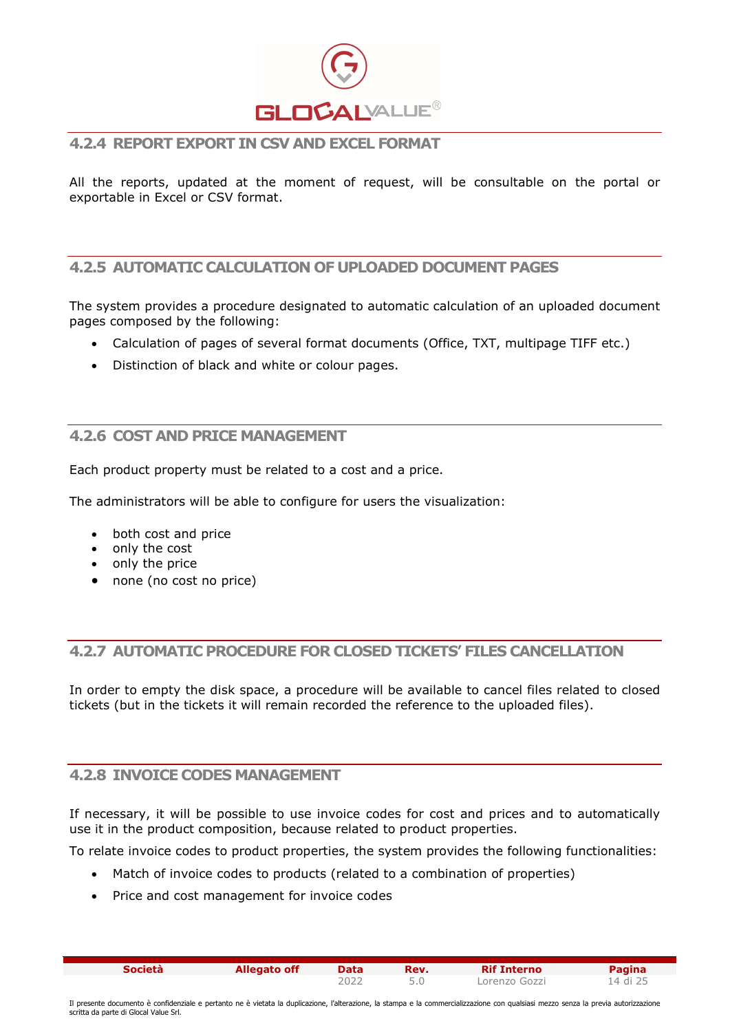### 4.2.4 REPORT EXPORT IN CSV AND EXCEL FORMAT

All the reports, updated at the moment of request, will be consultable on the portal or exportable in Excel or CSV format.

### 4.2.5 AUTOMATIC CALCULATION OF UPLOADED DOCUMENT PAGES

The system provides a procedure designated to automatic calculation of an uploaded document pages composed by the following:

- Calculation of pages of several format documents (Office, TXT, multipage TIFF etc.)
- Distinction of black and white or colour pages.

### 4.2.6 COST AND PRICE MANAGEMENT

Each product property must be related to a cost and a price.

The administrators will be able to configure for users the visualization:

- both cost and price
- only the cost
- only the price
- none (no cost no price)

### 4.2.7 AUTOMATIC PROCEDURE FOR CLOSED TICKETS' FILES CANCELLATION

In order to empty the disk space, a procedure will be available to cancel files related to closed tickets (but in the tickets it will remain recorded the reference to the uploaded files).

### 4.2.8 INVOICE CODES MANAGEMENT

If necessary, it will be possible to use invoice codes for cost and prices and to automatically use it in the product composition, because related to product properties.

To relate invoice codes to product properties, the system provides the following functionalities:

- Match of invoice codes to products (related to a combination of properties)
- Price and cost management for invoice codes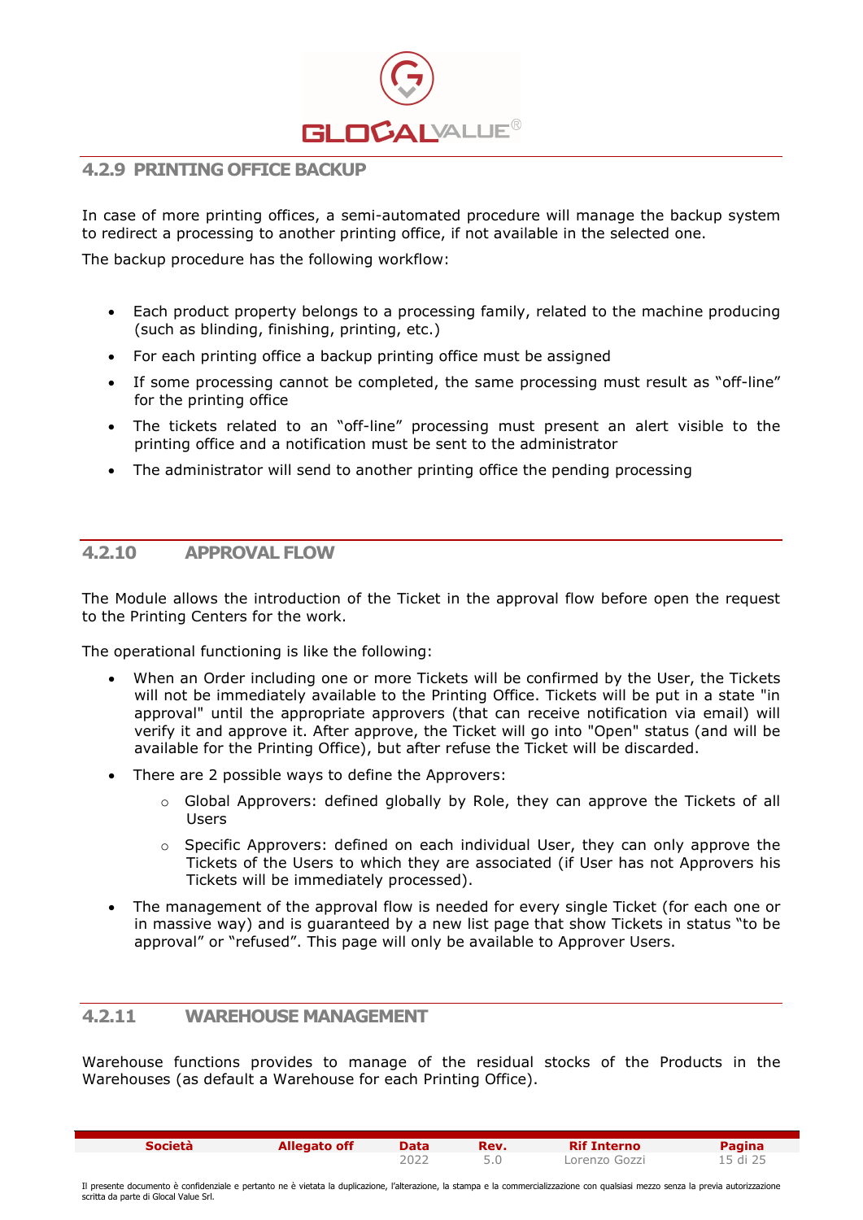### 4.2.9 PRINTING OFFICE BACKUP

In case of more printing offices, a semi-automated procedure will manage the backup system to redirect a processing to another printing office, if not available in the selected one.

The backup procedure has the following workflow:

- Each product property belongs to a processing family, related to the machine producing (such as blinding, finishing, printing, etc.)
- For each printing office a backup printing office must be assigned
- If some processing cannot be completed, the same processing must result as "off-line" for the printing office
- The tickets related to an "off-line" processing must present an alert visible to the printing office and a notification must be sent to the administrator
- The administrator will send to another printing office the pending processing

### 4.2.10 APPROVAL FLOW

The Module allows the introduction of the Ticket in the approval flow before open the request to the Printing Centers for the work.

The operational functioning is like the following:

- When an Order including one or more Tickets will be confirmed by the User, the Tickets will not be immediately available to the Printing Office. Tickets will be put in a state "in approval" until the appropriate approvers (that can receive notification via email) will verify it and approve it. After approve, the Ticket will go into "Open" status (and will be available for the Printing Office), but after refuse the Ticket will be discarded.
- There are 2 possible ways to define the Approvers:
  - Global Approvers: defined globally by Role, they can approve the Tickets of all Users
  - Specific Approvers: defined on each individual User, they can only approve the Tickets of the Users to which they are associated (if User has not Approvers his Tickets will be immediately processed).
- The management of the approval flow is needed for every single Ticket (for each one or in massive way) and is guaranteed by a new list page that show Tickets in status "to be approval" or "refused". This page will only be available to Approver Users.

### 4.2.11 WAREHOUSE MANAGEMENT

Warehouse functions provides to manage of the residual stocks of the Products in the Warehouses (as default a Warehouse for each Printing Office).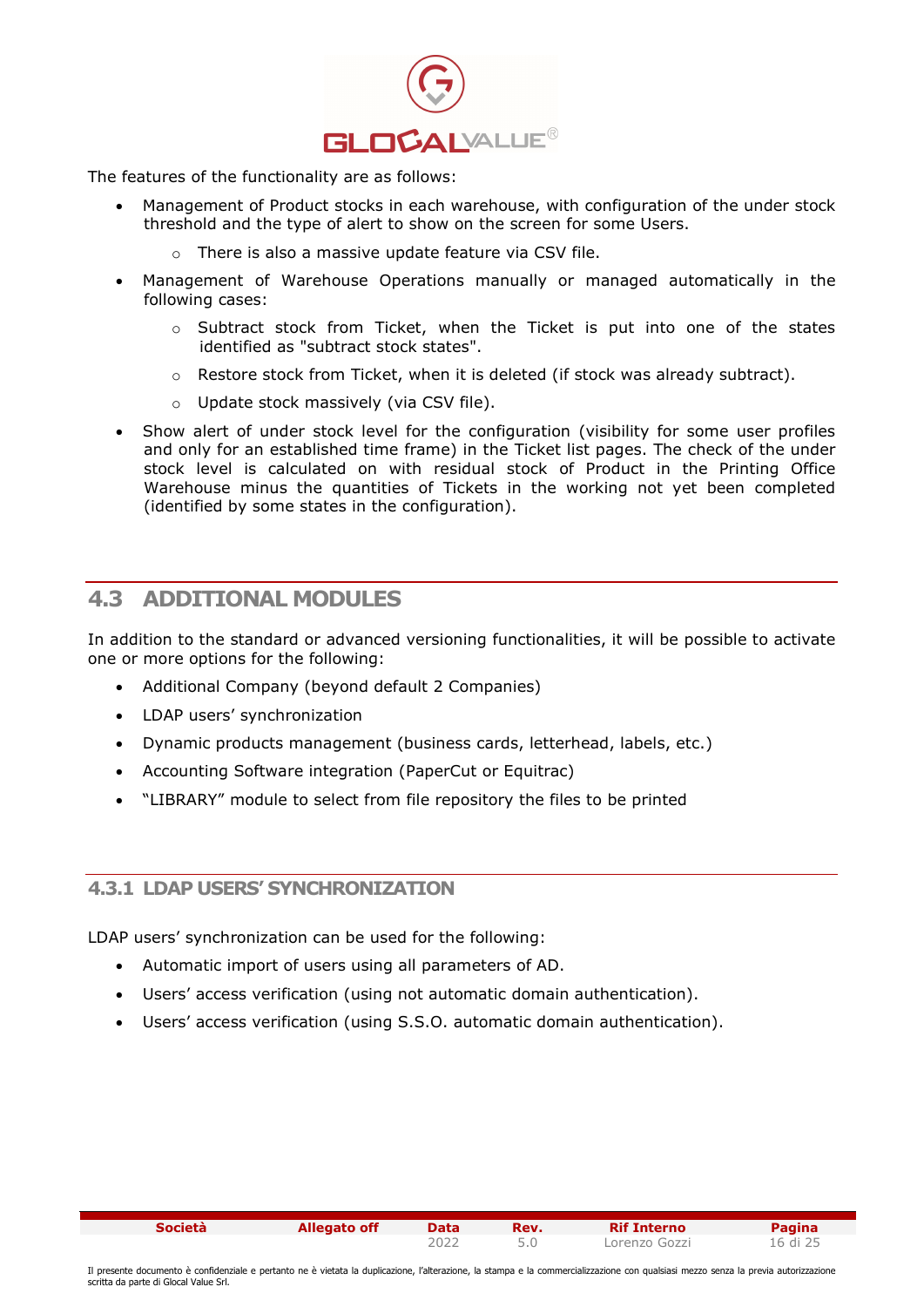The features of the functionality are as follows:

- Management of Product stocks in each warehouse, with configuration of the under stock threshold and the type of alert to show on the screen for some Users.
  - There is also a massive update feature via CSV file.
- Management of Warehouse Operations manually or managed automatically in the following cases:
  - Subtract stock from Ticket, when the Ticket is put into one of the states identified as "subtract stock states".
  - Restore stock from Ticket, when it is deleted (if stock was already subtract).
  - Update stock massively (via CSV file).
- Show alert of under stock level for the configuration (visibility for some user profiles and only for an established time frame) in the Ticket list pages. The check of the under stock level is calculated on with residual stock of Product in the Printing Office Warehouse minus the quantities of Tickets in the working not yet been completed (identified by some states in the configuration).

## 4.3 ADDITIONAL MODULES

In addition to the standard or advanced versioning functionalities, it will be possible to activate one or more options for the following:

- Additional Company (beyond default 2 Companies)
- LDAP users' synchronization
- Dynamic products management (business cards, letterhead, labels, etc.)
- Accounting Software integration (PaperCut or Equitrac)
- "LIBRARY" module to select from file repository the files to be printed

### 4.3.1 LDAP USERS' SYNCHRONIZATION

LDAP users' synchronization can be used for the following:

- Automatic import of users using all parameters of AD.
- Users' access verification (using not automatic domain authentication).
- Users' access verification (using S.S.O. automatic domain authentication).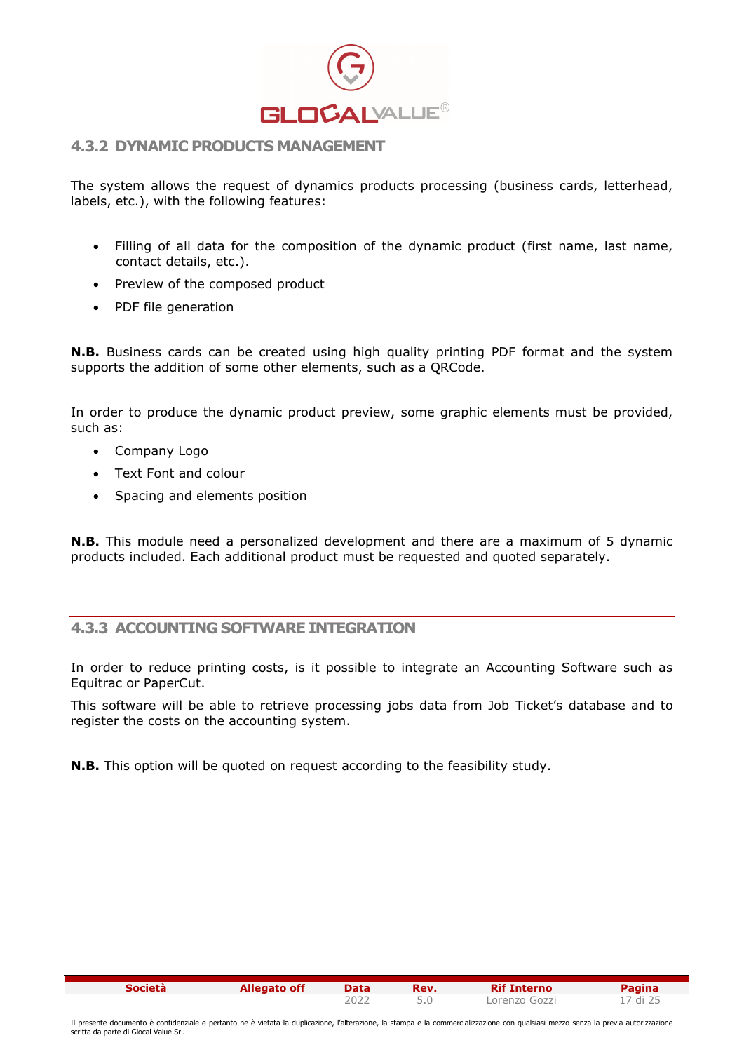### 4.3.2 DYNAMIC PRODUCTS MANAGEMENT

The system allows the request of dynamics products processing (business cards, letterhead, labels, etc.), with the following features:

- Filling of all data for the composition of the dynamic product (first name, last name, contact details, etc.).
- Preview of the composed product
- PDF file generation

**N.B.** Business cards can be created using high quality printing PDF format and the system supports the addition of some other elements, such as a QRCode.

In order to produce the dynamic product preview, some graphic elements must be provided, such as:

- Company Logo
- Text Font and colour
- Spacing and elements position

**N.B.** This module need a personalized development and there are a maximum of 5 dynamic products included. Each additional product must be requested and quoted separately.

### 4.3.3 ACCOUNTING SOFTWARE INTEGRATION

In order to reduce printing costs, is it possible to integrate an Accounting Software such as Equitrac or PaperCut.

This software will be able to retrieve processing jobs data from Job Ticket's database and to register the costs on the accounting system.

**N.B.** This option will be quoted on request according to the feasibility study.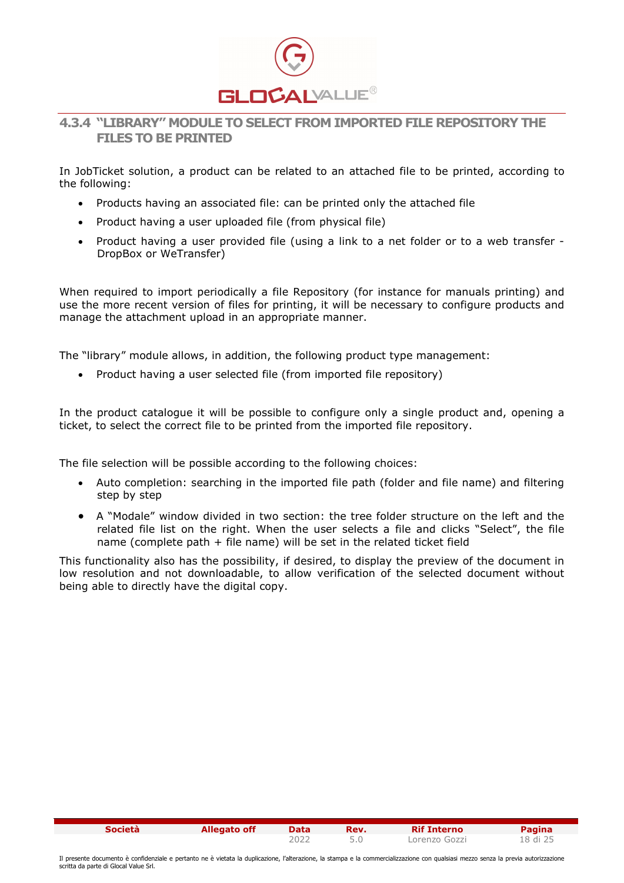### 4.3.4 "LIBRARY" MODULE TO SELECT FROM IMPORTED FILE REPOSITORY THE FILES TO BE PRINTED

In JobTicket solution, a product can be related to an attached file to be printed, according to the following:

- Products having an associated file: can be printed only the attached file
- Product having a user uploaded file (from physical file)
- Product having a user provided file (using a link to a net folder or to a web transfer - DropBox or WeTransfer)

When required to import periodically a file Repository (for instance for manuals printing) and use the more recent version of files for printing, it will be necessary to configure products and manage the attachment upload in an appropriate manner.

The "library" module allows, in addition, the following product type management:

- Product having a user selected file (from imported file repository)

In the product catalogue it will be possible to configure only a single product and, opening a ticket, to select the correct file to be printed from the imported file repository.

The file selection will be possible according to the following choices:

- Auto completion: searching in the imported file path (folder and file name) and filtering step by step
- A "Modale" window divided in two section: the tree folder structure on the left and the related file list on the right. When the user selects a file and clicks "Select", the file name (complete path + file name) will be set in the related ticket field

This functionality also has the possibility, if desired, to display the preview of the document in low resolution and not downloadable, to allow verification of the selected document without being able to directly have the digital copy.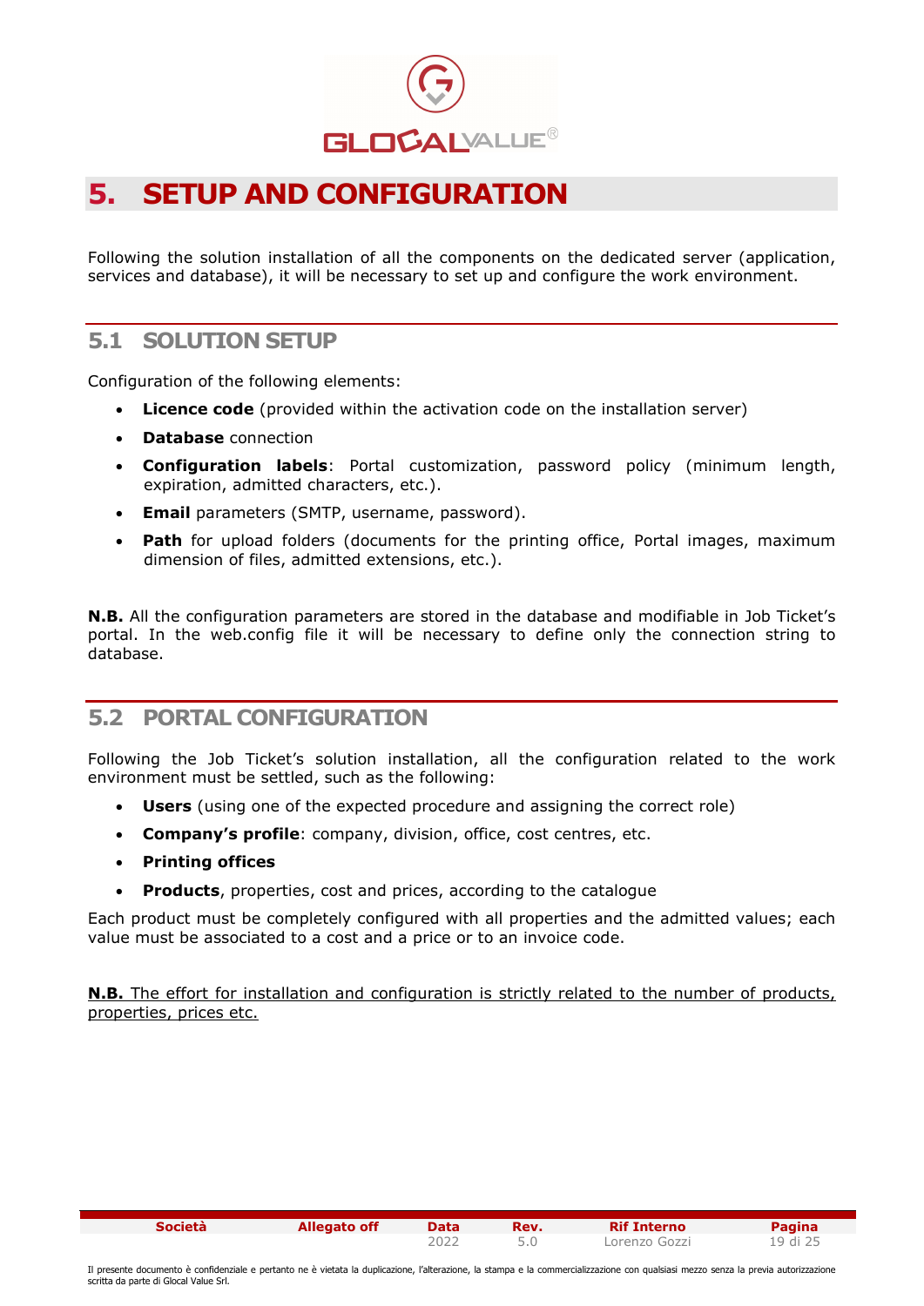# 5. SETUP AND CONFIGURATION

Following the solution installation of all the components on the dedicated server (application, services and database), it will be necessary to set up and configure the work environment.

## 5.1 SOLUTION SETUP

Configuration of the following elements:

- **Licence code** (provided within the activation code on the installation server)
- **Database** connection
- **Configuration labels**: Portal customization, password policy (minimum length, expiration, admitted characters, etc.).
- **Email** parameters (SMTP, username, password).
- **Path** for upload folders (documents for the printing office, Portal images, maximum dimension of files, admitted extensions, etc.).

**N.B.** All the configuration parameters are stored in the database and modifiable in Job Ticket's portal. In the web.config file it will be necessary to define only the connection string to database.

## 5.2 PORTAL CONFIGURATION

Following the Job Ticket's solution installation, all the configuration related to the work environment must be settled, such as the following:

- **Users** (using one of the expected procedure and assigning the correct role)
- **Company's profile**: company, division, office, cost centres, etc.
- **Printing offices**
- **Products**, properties, cost and prices, according to the catalogue

Each product must be completely configured with all properties and the admitted values; each value must be associated to a cost and a price or to an invoice code.

**N.B.** The effort for installation and configuration is strictly related to the number of products, properties, prices etc.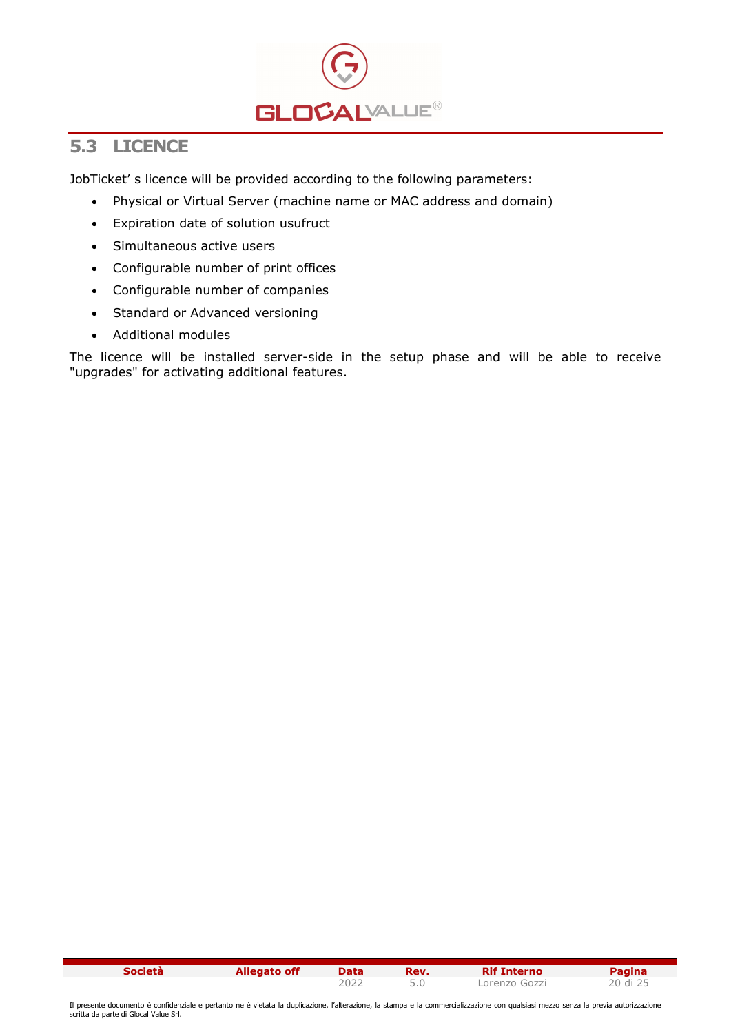## 5.3 LICENCE

JobTicket' s licence will be provided according to the following parameters:

- Physical or Virtual Server (machine name or MAC address and domain)
- Expiration date of solution usufruct
- Simultaneous active users
- Configurable number of print offices
- Configurable number of companies
- Standard or Advanced versioning
- Additional modules

The licence will be installed server-side in the setup phase and will be able to receive "upgrades" for activating additional features.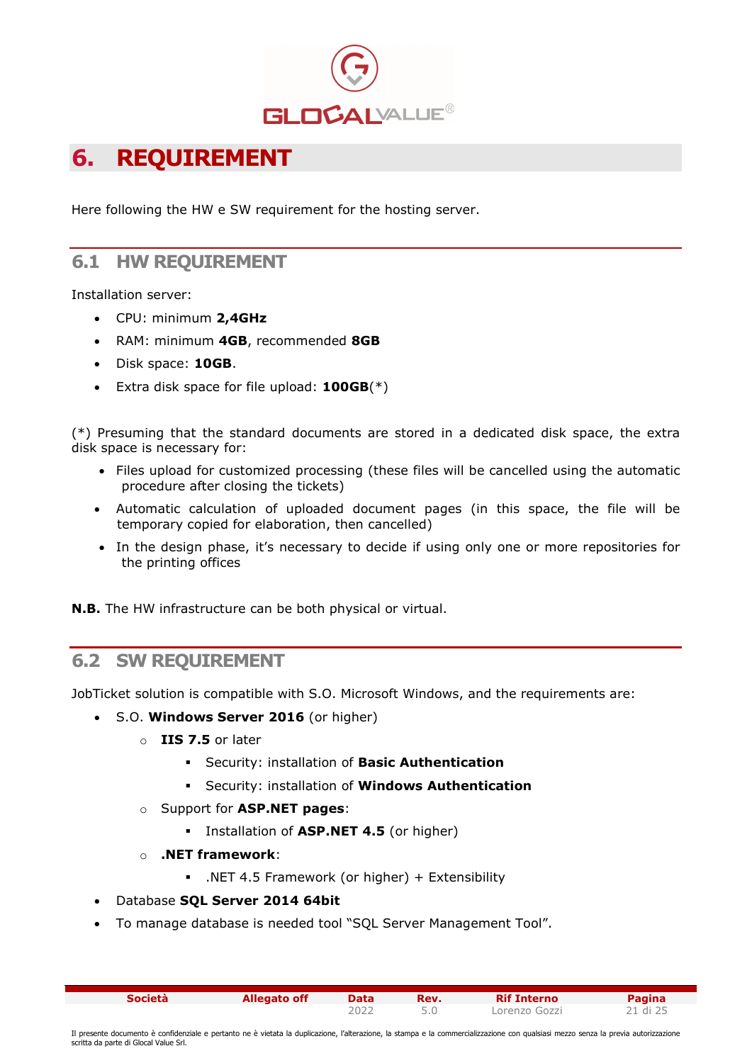# 6. REQUIREMENT

Here following the HW e SW requirement for the hosting server.

## 6.1 HW REQUIREMENT

Installation server:

- CPU: minimum **2,4GHz**
- RAM: minimum **4GB**, recommended **8GB**
- Disk space: **10GB**.
- Extra disk space for file upload: **100GB**(*)

(*) Presuming that the standard documents are stored in a dedicated disk space, the extra disk space is necessary for:

- Files upload for customized processing (these files will be cancelled using the automatic procedure after closing the tickets)
- Automatic calculation of uploaded document pages (in this space, the file will be temporary copied for elaboration, then cancelled)
- In the design phase, it's necessary to decide if using only one or more repositories for the printing offices

**N.B.** The HW infrastructure can be both physical or virtual.

## 6.2 SW REQUIREMENT

JobTicket solution is compatible with S.O. Microsoft Windows, and the requirements are:

- S.O. **Windows Server 2016** (or higher)
  - **IIS 7.5** or later
    - Security: installation of **Basic Authentication**
    - Security: installation of **Windows Authentication**
  - Support for **ASP.NET pages**:
    - Installation of **ASP.NET 4.5** (or higher)
  - **.NET framework**:
    - .NET 4.5 Framework (or higher) + Extensibility
- Database **SQL Server 2014 64bit**
- To manage database is needed tool "SQL Server Management Tool".

| Società | Allegato off | Data | Rev. | Rif Interno | Pagina |
|---|---|---|---|---|---|
| | | 2022 | 5.0 | Lorenzo Gozzi | 21 di 25 |

Il presente documento è confidenziale e pertanto ne è vietata la duplicazione, l'alterazione, la stampa e la commercializzazione con qualsiasi mezzo senza la previa autorizzazione scritta da parte di Glocal Value Srl.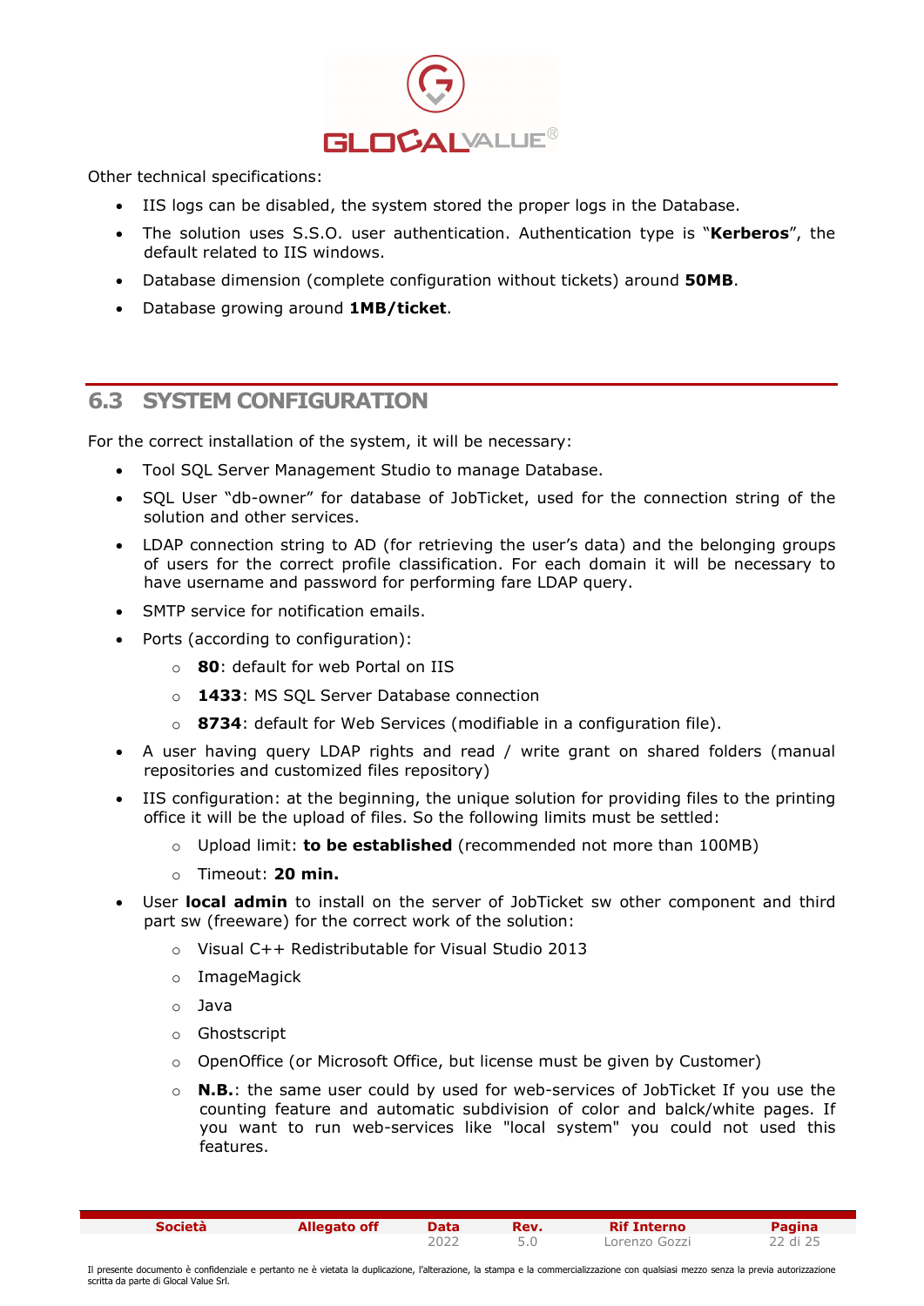Other technical specifications:

- IIS logs can be disabled, the system stored the proper logs in the Database.
- The solution uses S.S.O. user authentication. Authentication type is "**Kerberos**", the default related to IIS windows.
- Database dimension (complete configuration without tickets) around **50MB**.
- Database growing around **1MB/ticket**.

## 6.3 SYSTEM CONFIGURATION

For the correct installation of the system, it will be necessary:

- Tool SQL Server Management Studio to manage Database.
- SQL User "db-owner" for database of JobTicket, used for the connection string of the solution and other services.
- LDAP connection string to AD (for retrieving the user's data) and the belonging groups of users for the correct profile classification. For each domain it will be necessary to have username and password for performing fare LDAP query.
- SMTP service for notification emails.
- Ports (according to configuration):
  - **80**: default for web Portal on IIS
  - **1433**: MS SQL Server Database connection
  - **8734**: default for Web Services (modifiable in a configuration file).
- A user having query LDAP rights and read / write grant on shared folders (manual repositories and customized files repository)
- IIS configuration: at the beginning, the unique solution for providing files to the printing office it will be the upload of files. So the following limits must be settled:
  - Upload limit: **to be established** (recommended not more than 100MB)
  - Timeout: **20 min.**
- User **local admin** to install on the server of JobTicket sw other component and third part sw (freeware) for the correct work of the solution:
  - Visual C++ Redistributable for Visual Studio 2013
  - ImageMagick
  - Java
  - Ghostscript
  - OpenOffice (or Microsoft Office, but license must be given by Customer)
  - **N.B.**: the same user could by used for web-services of JobTicket If you use the counting feature and automatic subdivision of color and balck/white pages. If you want to run web-services like "local system" you could not used this features.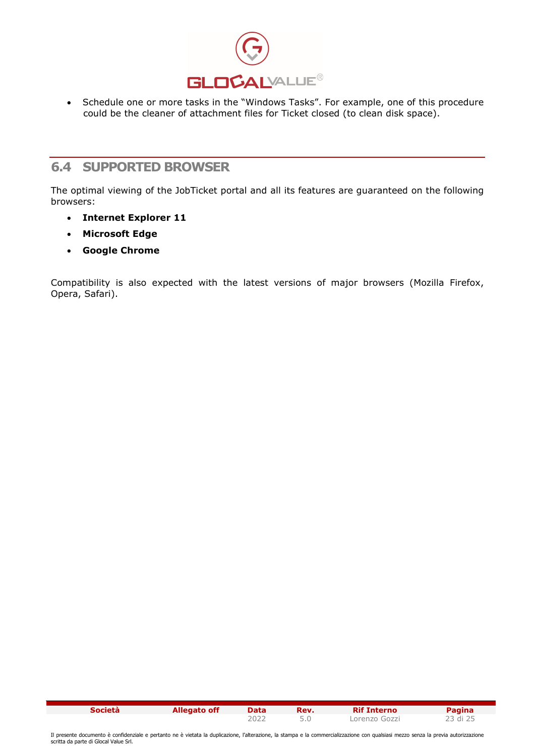- Schedule one or more tasks in the “Windows Tasks”. For example, one of this procedure could be the cleaner of attachment files for Ticket closed (to clean disk space).

## 6.4 SUPPORTED BROWSER

The optimal viewing of the JobTicket portal and all its features are guaranteed on the following browsers:

- **Internet Explorer 11**
- **Microsoft Edge**
- **Google Chrome**

Compatibility is also expected with the latest versions of major browsers (Mozilla Firefox, Opera, Safari).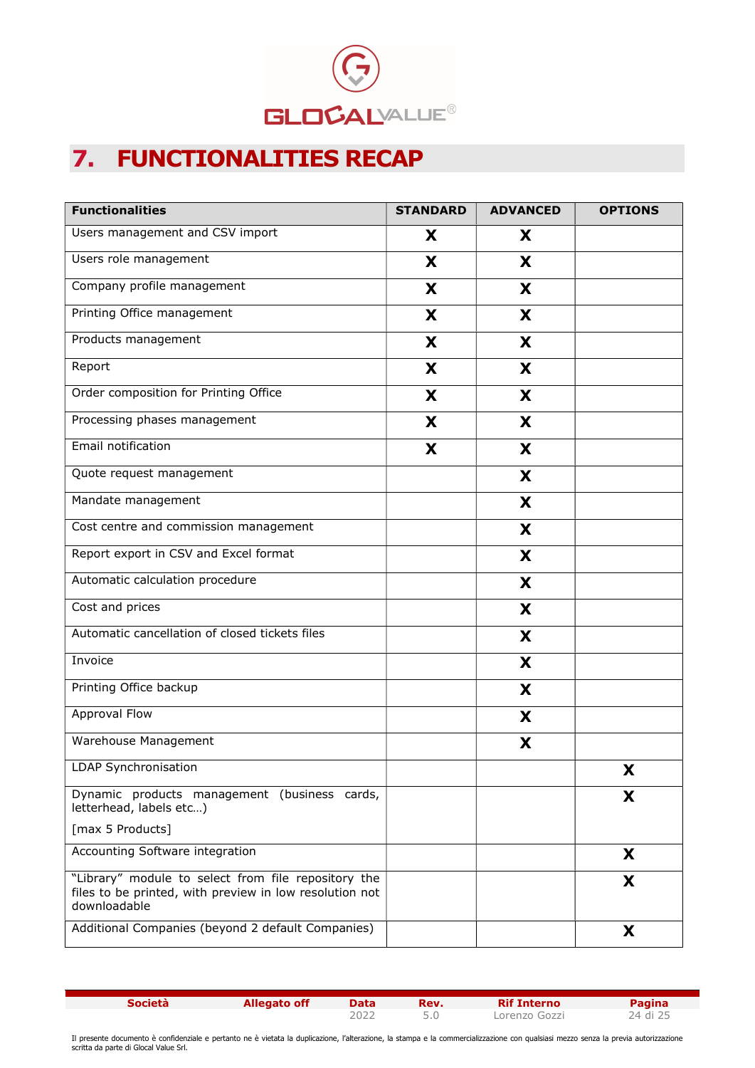# 7. FUNCTIONALITIES RECAP

| Functionalities | STANDARD | ADVANCED | OPTIONS |
|---|---|---|---|
| Users management and CSV import | X | X | |
| Users role management | X | X | |
| Company profile management | X | X | |
| Printing Office management | X | X | |
| Products management | X | X | |
| Report | X | X | |
| Order composition for Printing Office | X | X | |
| Processing phases management | X | X | |
| Email notification | X | X | |
| Quote request management | | X | |
| Mandate management | | X | |
| Cost centre and commission management | | X | |
| Report export in CSV and Excel format | | X | |
| Automatic calculation procedure | | X | |
| Cost and prices | | X | |
| Automatic cancellation of closed tickets files | | X | |
| Invoice | | X | |
| Printing Office backup | | X | |
| Approval Flow | | X | |
| Warehouse Management | | X | |
| LDAP Synchronisation | | | X |
| Dynamic products management (business cards, letterhead, labels etc…) [max 5 Products] | | | X |
| Accounting Software integration | | | X |
| "Library" module to select from file repository the files to be printed, with preview in low resolution not downloadable | | | X |
| Additional Companies (beyond 2 default Companies) | | | X |

Il presente documento è confidenziale e pertanto ne è vietata la duplicazione, l'alterazione, la stampa e la commercializzazione con qualsiasi mezzo senza la previa autorizzazione scritta da parte di Glocal Value Srl.